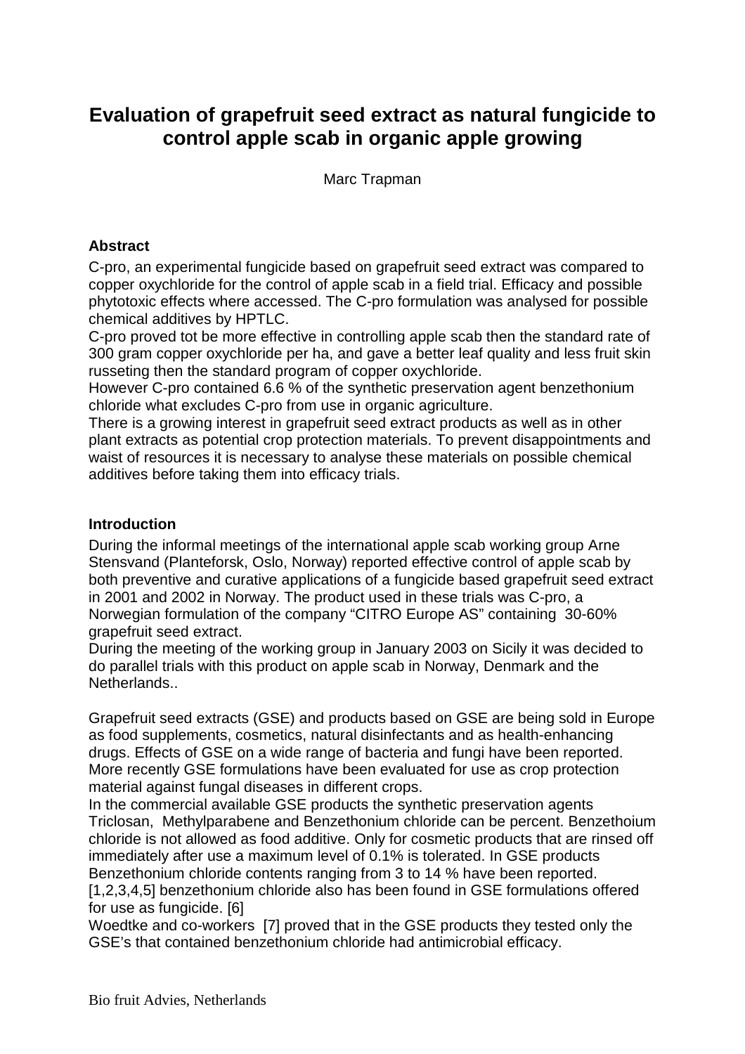# Evaluation of grapefruit seed extract as natural fungicide to control apple scab in organic apple growing

Marc Trapman

### Abstract

C-pro, an experimental fungicide based on grapefruit seed extract was compared to copper oxychloride for the control of apple scab in a field trial. Efficacy and possible phytotoxic effects where accessed. The C-pro formulation was analysed for possible chemical additives by HPTLC.

C-pro proved tot be more effective in controlling apple scab then the standard rate of 300 gram copper oxychloride per ha, and gave a better leaf quality and less fruit skin russeting then the standard program of copper oxychloride.

However C-pro contained 6.6 % of the synthetic preservation agent benzethonium chloride what excludes C-pro from use in organic agriculture.

There is a growing interest in grapefruit seed extract products as well as in other plant extracts as potential crop protection materials. To prevent disappointments and waist of resources it is necessary to analyse these materials on possible chemical additives before taking them into efficacy trials.

### Introduction

During the informal meetings of the international apple scab working group Arne Stensvand (Planteforsk, Oslo, Norway) reported effective control of apple scab by both preventive and curative applications of a fungicide based grapefruit seed extract in 2001 and 2002 in Norway. The product used in these trials was C-pro, a Norwegian formulation of the company "CITRO Europe AS" containing 30-60% grapefruit seed extract.

During the meeting of the working group in January 2003 on Sicily it was decided to do parallel trials with this product on apple scab in Norway, Denmark and the Netherlands..

Grapefruit seed extracts (GSE) and products based on GSE are being sold in Europe as food supplements, cosmetics, natural disinfectants and as health-enhancing drugs. Effects of GSE on a wide range of bacteria and fungi have been reported. More recently GSE formulations have been evaluated for use as crop protection material against fungal diseases in different crops.

In the commercial available GSE products the synthetic preservation agents Triclosan, Methylparabene and Benzethonium chloride can be percent. Benzethoium chloride is not allowed as food additive. Only for cosmetic products that are rinsed off immediately after use a maximum level of 0.1% is tolerated. In GSE products Benzethonium chloride contents ranging from 3 to 14 % have been reported. [1,2,3,4,5] benzethonium chloride also has been found in GSE formulations offered for use as fungicide. [6]

Woedtke and co-workers [7] proved that in the GSE products they tested only the GSE's that contained benzethonium chloride had antimicrobial efficacy.

Bio fruit Advies, Netherlands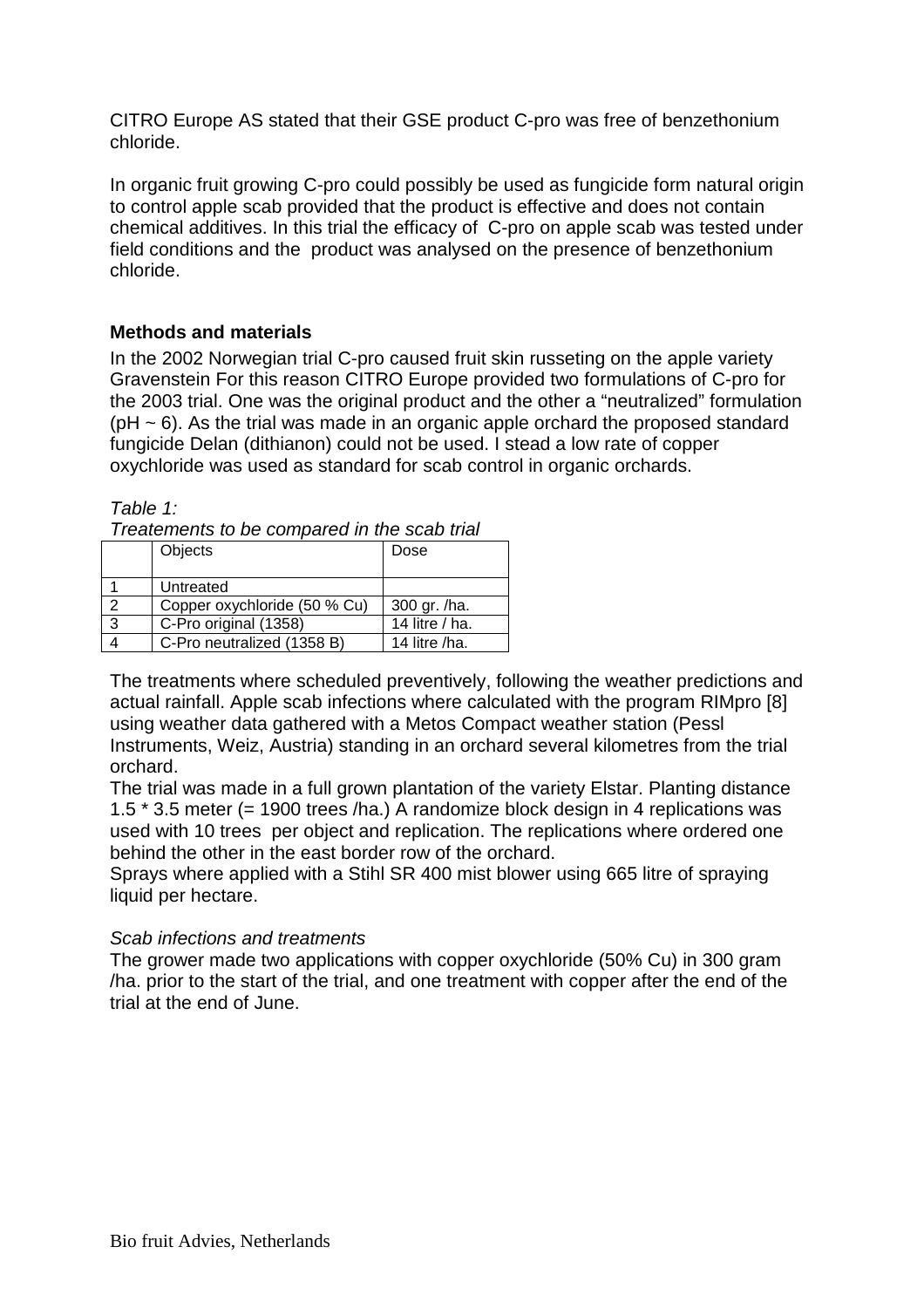CITRO Europe AS stated that their GSE product C-pro was free of benzethonium chloride.

In organic fruit growing C-pro could possibly be used as fungicide form natural origin to control apple scab provided that the product is effective and does not contain chemical additives. In this trial the efficacy of C-pro on apple scab was tested under field conditions and the product was analysed on the presence of benzethonium chloride.

**Methods and materials**

In the 2002 Norwegian trial C-pro caused fruit skin russeting on the apple variety Gravenstein For this reason CITRO Europe provided two formulations of C-pro for the 2003 trial. One was the original product and the other a "neutralized" formulation (pH ~ 6). As the trial was made in an organic apple orchard the proposed standard fungicide Delan (dithianon) could not be used. I stead a low rate of copper oxychloride was used as standard for scab control in organic orchards.

*Table 1:*
*Treatements to be compared in the scab trial*

| | Objects | Dose |
|---|---|---|
| 1 | Untreated | |
| 2 | Copper oxychloride (50 % Cu) | 300 gr. /ha. |
| 3 | C-Pro original (1358) | 14 litre / ha. |
| 4 | C-Pro neutralized (1358 B) | 14 litre /ha. |

The treatments where scheduled preventively, following the weather predictions and actual rainfall. Apple scab infections where calculated with the program RIMpro [8] using weather data gathered with a Metos Compact weather station (Pessl Instruments, Weiz, Austria) standing in an orchard several kilometres from the trial orchard.
The trial was made in a full grown plantation of the variety Elstar. Planting distance 1.5 * 3.5 meter (= 1900 trees /ha.) A randomize block design in 4 replications was used with 10 trees per object and replication. The replications where ordered one behind the other in the east border row of the orchard.
Sprays where applied with a Stihl SR 400 mist blower using 665 litre of spraying liquid per hectare.

*Scab infections and treatments*

The grower made two applications with copper oxychloride (50% Cu) in 300 gram /ha. prior to the start of the trial, and one treatment with copper after the end of the trial at the end of June.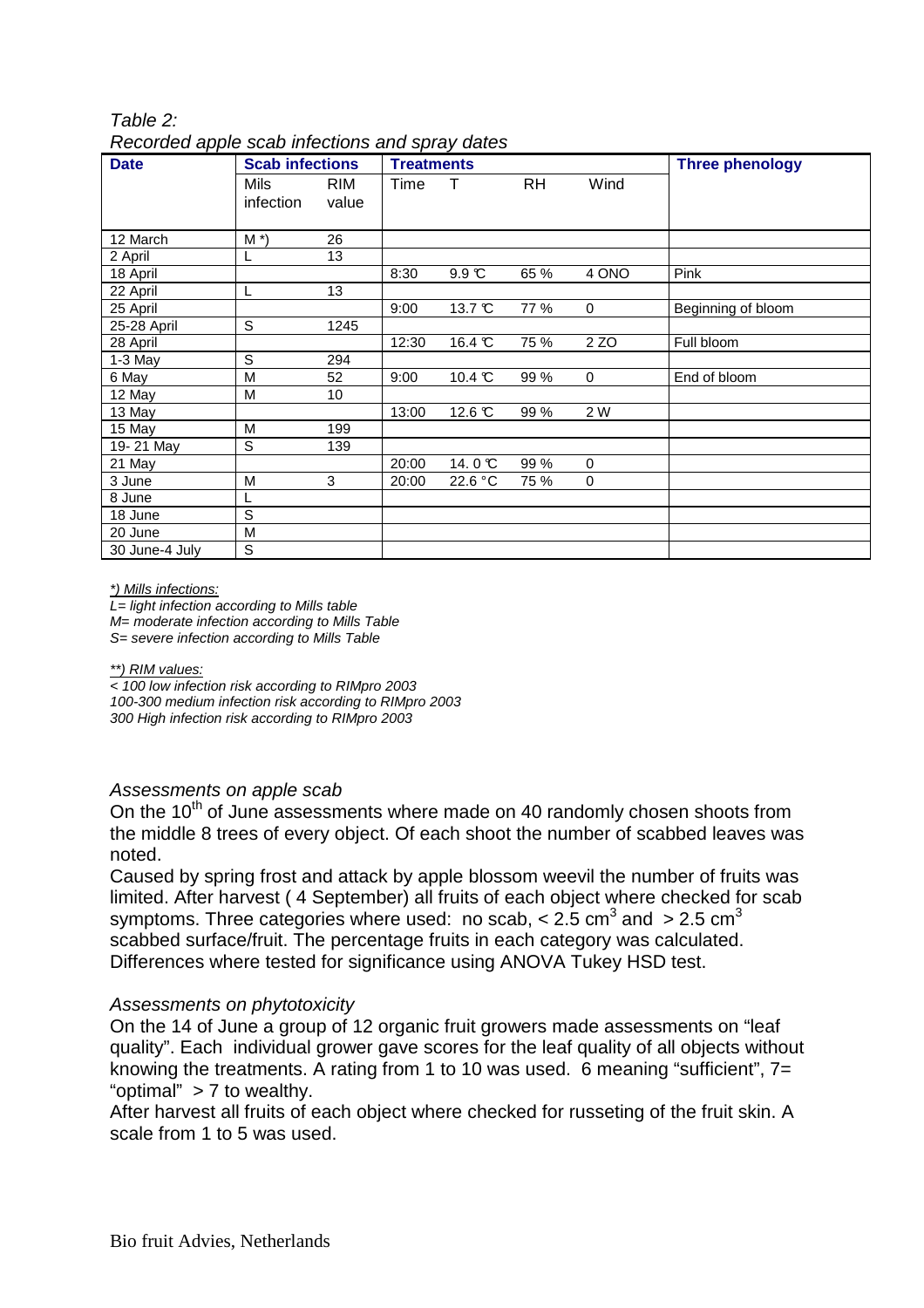*Table 2:*
*Recorded apple scab infections and spray dates*

| Date | Scab infections | | Treatments | | | | Three phenology |
|---|---|---|---|---|---|---|---|
| | Mils infection | RIM value | Time | T | RH | Wind | |
| 12 March | M *) | 26 | | | | | |
| 2 April | L | 13 | | | | | |
| 18 April | | | 8:30 | 9.9 ℃ | 65 % | 4 ONO | Pink |
| 22 April | L | 13 | | | | | |
| 25 April | | | 9:00 | 13.7 ℃ | 77 % | 0 | Beginning of bloom |
| 25-28 April | S | 1245 | | | | | |
| 28 April | | | 12:30 | 16.4 ℃ | 75 % | 2 ZO | Full bloom |
| 1-3 May | S | 294 | | | | | |
| 6 May | M | 52 | 9:00 | 10.4 ℃ | 99 % | 0 | End of bloom |
| 12 May | M | 10 | | | | | |
| 13 May | | | 13:00 | 12.6 ℃ | 99 % | 2 W | |
| 15 May | M | 199 | | | | | |
| 19- 21 May | S | 139 | | | | | |
| 21 May | | | 20:00 | 14. 0 ℃ | 99 % | 0 | |
| 3 June | M | 3 | 20:00 | 22.6 °C | 75 % | 0 | |
| 8 June | L | | | | | | |
| 18 June | S | | | | | | |
| 20 June | M | | | | | | |
| 30 June-4 July | S | | | | | | |

*\*) Mills infections:*
*L= light infection according to Mills table*
*M= moderate infection according to Mills Table*
*S= severe infection according to Mills Table*

*\*\*) RIM values:*
*< 100 low infection risk according to RIMpro 2003*
*100-300 medium infection risk according to RIMpro 2003*
*300 High infection risk according to RIMpro 2003*

### *Assessments on apple scab*

On the 10th of June assessments where made on 40 randomly chosen shoots from the middle 8 trees of every object. Of each shoot the number of scabbed leaves was noted.

Caused by spring frost and attack by apple blossom weevil the number of fruits was limited. After harvest ( 4 September) all fruits of each object where checked for scab symptoms. Three categories where used: no scab, < 2.5 $cm^3$ and > 2.5 $cm^3$ scabbed surface/fruit. The percentage fruits in each category was calculated. Differences where tested for significance using ANOVA Tukey HSD test.

### *Assessments on phytotoxicity*

On the 14 of June a group of 12 organic fruit growers made assessments on "leaf quality". Each individual grower gave scores for the leaf quality of all objects without knowing the treatments. A rating from 1 to 10 was used. 6 meaning "sufficient", 7= "optimal" > 7 to wealthy.

After harvest all fruits of each object where checked for russeting of the fruit skin. A scale from 1 to 5 was used.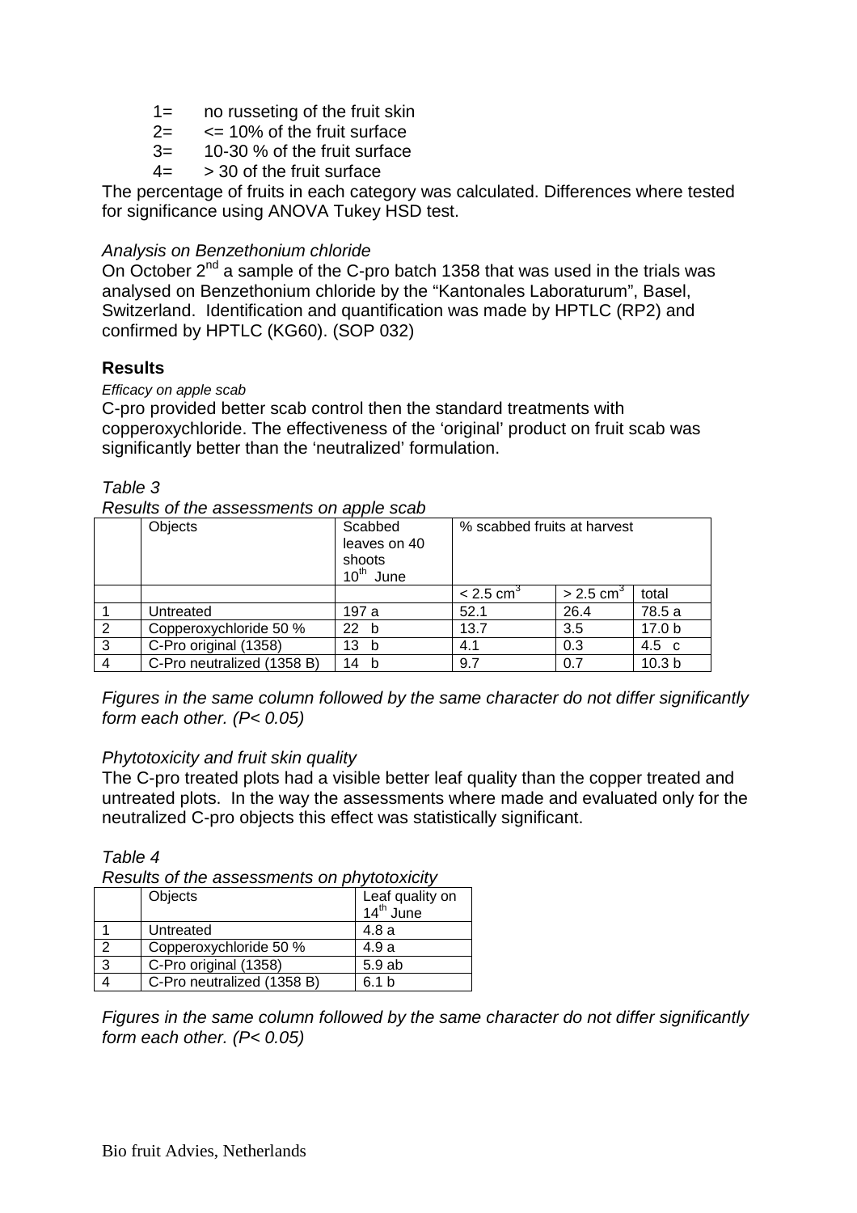1= no russeting of the fruit skin
2= <= 10% of the fruit surface
3= 10-30 % of the fruit surface
4= > 30 of the fruit surface

The percentage of fruits in each category was calculated. Differences where tested for significance using ANOVA Tukey HSD test.

*Analysis on Benzethonium chloride*

On October 2[nd] a sample of the C-pro batch 1358 that was used in the trials was analysed on Benzethonium chloride by the "Kantonales Laboraturum", Basel, Switzerland. Identification and quantification was made by HPTLC (RP2) and confirmed by HPTLC (KG60). (SOP 032)

## Results

*Efficacy on apple scab*

C-pro provided better scab control then the standard treatments with copperoxychloride. The effectiveness of the 'original' product on fruit scab was significantly better than the 'neutralized' formulation.

*Table 3*

*Results of the assessments on apple scab*

| | Objects | Scabbed leaves on 40 shoots 10[th] June | % scabbed fruits at harvest | | |
|---|---|---|---|---|---|
| | | | < 2.5 $cm^3$ | > 2.5 $cm^3$ | total |
| 1 | Untreated | 197 a | 52.1 | 26.4 | 78.5 a |
| 2 | Copperoxychloride 50 % | 22 b | 13.7 | 3.5 | 17.0 b |
| 3 | C-Pro original (1358) | 13 b | 4.1 | 0.3 | 4.5 c |
| 4 | C-Pro neutralized (1358 B) | 14 b | 9.7 | 0.7 | 10.3 b |

*Figures in the same column followed by the same character do not differ significantly form each other. (P< 0.05)*

*Phytotoxicity and fruit skin quality*

The C-pro treated plots had a visible better leaf quality than the copper treated and untreated plots. In the way the assessments where made and evaluated only for the neutralized C-pro objects this effect was statistically significant.

*Table 4*

*Results of the assessments on phytotoxicity*

| | Objects | Leaf quality on 14[th] June |
|---|---|---|
| 1 | Untreated | 4.8 a |
| 2 | Copperoxychloride 50 % | 4.9 a |
| 3 | C-Pro original (1358) | 5.9 ab |
| 4 | C-Pro neutralized (1358 B) | 6.1 b |

*Figures in the same column followed by the same character do not differ significantly form each other. (P< 0.05)*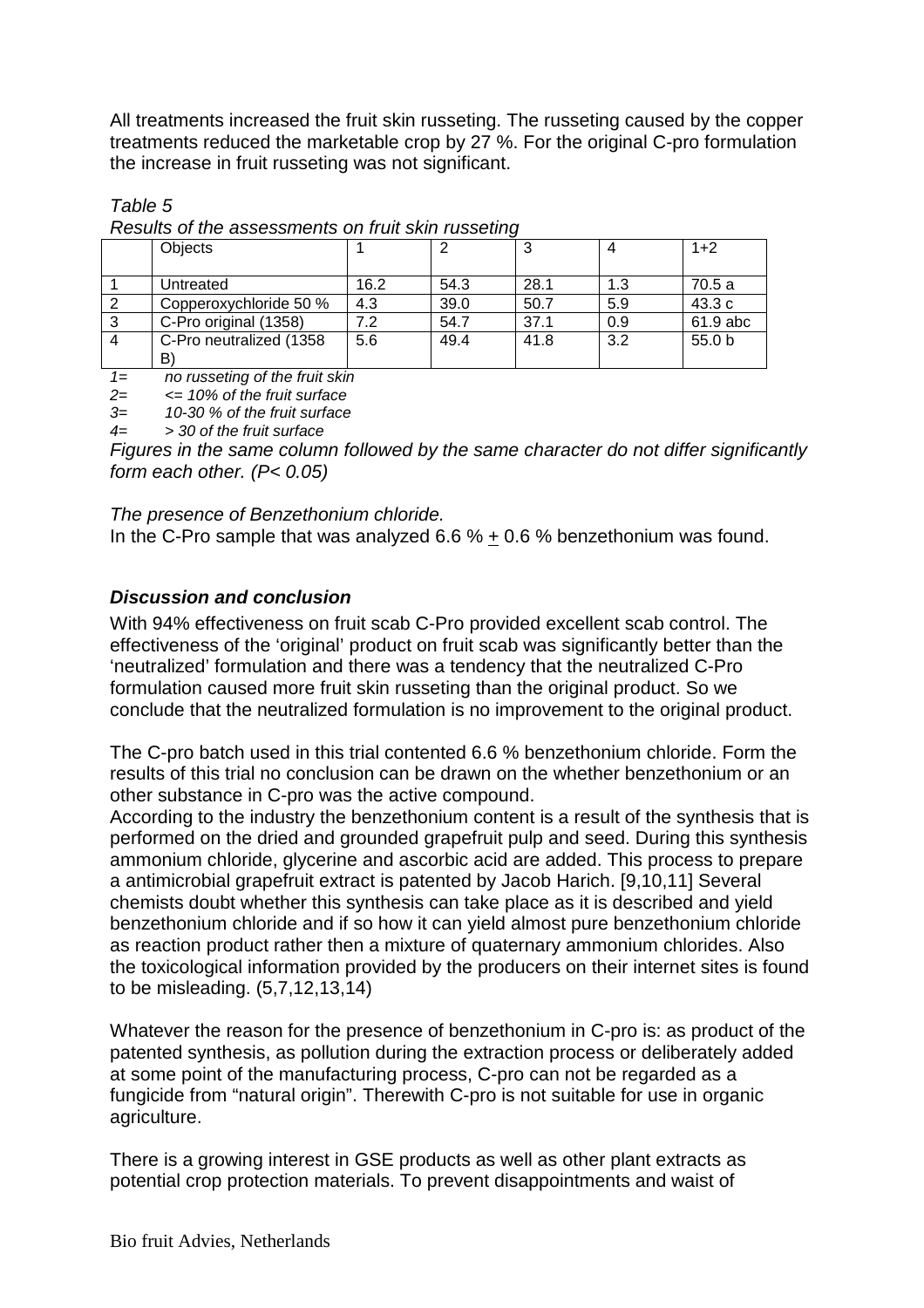All treatments increased the fruit skin russeting. The russeting caused by the copper treatments reduced the marketable crop by 27 %. For the original C-pro formulation the increase in fruit russeting was not significant.

*Table 5*
*Results of the assessments on fruit skin russeting*

| | Objects | 1 | 2 | 3 | 4 | 1+2 |
|---|---|---|---|---|---|---|
| 1 | Untreated | 16.2 | 54.3 | 28.1 | 1.3 | 70.5 a |
| 2 | Copperoxychloride 50 % | 4.3 | 39.0 | 50.7 | 5.9 | 43.3 c |
| 3 | C-Pro original (1358) | 7.2 | 54.7 | 37.1 | 0.9 | 61.9 abc |
| 4 | C-Pro neutralized (1358 B) | 5.6 | 49.4 | 41.8 | 3.2 | 55.0 b |

*1= no russeting of the fruit skin*
*2= <= 10% of the fruit surface*
*3= 10-30 % of the fruit surface*
*4= > 30 of the fruit surface*
*Figures in the same column followed by the same character do not differ significantly form each other. (P< 0.05)*

*The presence of Benzethonium chloride.*
In the C-Pro sample that was analyzed 6.6 % ± 0.6 % benzethonium was found.

### ***Discussion and conclusion***

With 94% effectiveness on fruit scab C-Pro provided excellent scab control. The effectiveness of the 'original' product on fruit scab was significantly better than the 'neutralized' formulation and there was a tendency that the neutralized C-Pro formulation caused more fruit skin russeting than the original product. So we conclude that the neutralized formulation is no improvement to the original product.

The C-pro batch used in this trial contented 6.6 % benzethonium chloride. Form the results of this trial no conclusion can be drawn on the whether benzethonium or an other substance in C-pro was the active compound.
According to the industry the benzethonium content is a result of the synthesis that is performed on the dried and grounded grapefruit pulp and seed. During this synthesis ammonium chloride, glycerine and ascorbic acid are added. This process to prepare a antimicrobial grapefruit extract is patented by Jacob Harich. [9,10,11] Several chemists doubt whether this synthesis can take place as it is described and yield benzethonium chloride and if so how it can yield almost pure benzethonium chloride as reaction product rather then a mixture of quaternary ammonium chlorides. Also the toxicological information provided by the producers on their internet sites is found to be misleading. (5,7,12,13,14)

Whatever the reason for the presence of benzethonium in C-pro is: as product of the patented synthesis, as pollution during the extraction process or deliberately added at some point of the manufacturing process, C-pro can not be regarded as a fungicide from "natural origin". Therewith C-pro is not suitable for use in organic agriculture.

There is a growing interest in GSE products as well as other plant extracts as potential crop protection materials. To prevent disappointments and waist of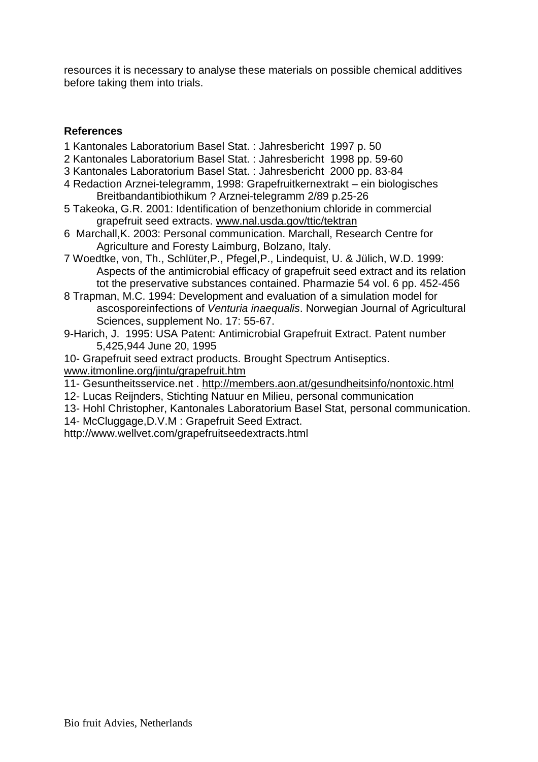resources it is necessary to analyse these materials on possible chemical additives before taking them into trials.

**References**

1 Kantonales Laboratorium Basel Stat. : Jahresbericht 1997 p. 50

2 Kantonales Laboratorium Basel Stat. : Jahresbericht 1998 pp. 59-60

3 Kantonales Laboratorium Basel Stat. : Jahresbericht 2000 pp. 83-84

4 Redaction Arznei-telegramm, 1998: Grapefruitkernextrakt – ein biologisches Breitbandantibiothikum ? Arznei-telegramm 2/89 p.25-26

5 Takeoka, G.R. 2001: Identification of benzethonium chloride in commercial grapefruit seed extracts. www.nal.usda.gov/ttic/tektran

6 Marchall,K. 2003: Personal communication. Marchall, Research Centre for Agriculture and Foresty Laimburg, Bolzano, Italy.

7 Woedtke, von, Th., Schlüter,P., Pfegel,P., Lindequist, U. & Jülich, W.D. 1999: Aspects of the antimicrobial efficacy of grapefruit seed extract and its relation tot the preservative substances contained. Pharmazie 54 vol. 6 pp. 452-456

8 Trapman, M.C. 1994: Development and evaluation of a simulation model for ascosporeinfections of *Venturia inaequalis*. Norwegian Journal of Agricultural Sciences, supplement No. 17: 55-67.

9-Harich, J. 1995: USA Patent: Antimicrobial Grapefruit Extract. Patent number 5,425,944 June 20, 1995

10- Grapefruit seed extract products. Brought Spectrum Antiseptics. www.itmonline.org/jintu/grapefruit.htm

11- Gesuntheitsservice.net . http://members.aon.at/gesundheitsinfo/nontoxic.html

12- Lucas Reijnders, Stichting Natuur en Milieu, personal communication

13- Hohl Christopher, Kantonales Laboratorium Basel Stat, personal communication.

14- McCluggage,D.V.M : Grapefruit Seed Extract. http://www.wellvet.com/grapefruitseedextracts.html